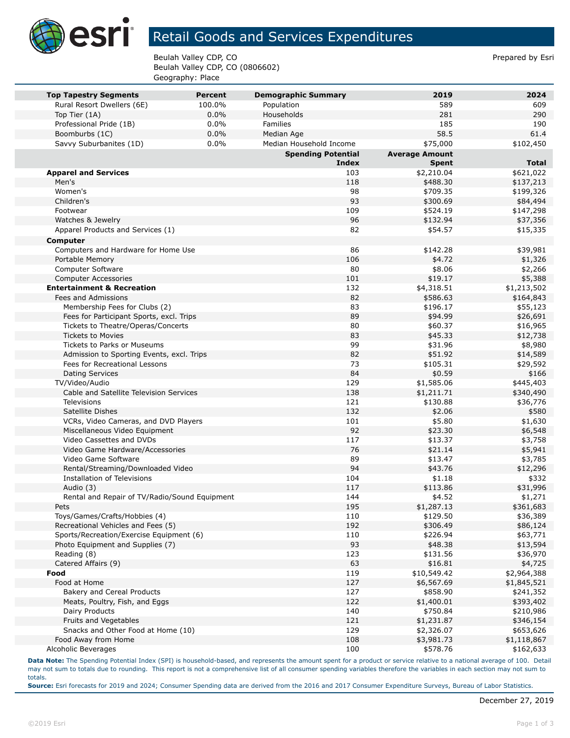# Retail Goods and Services Expenditures

Beulah Valley CDP, CO
Beulah Valley CDP, CO (0806602)
Geography: Place

Prepared by Esri

| Top Tapestry Segments | Percent | Demographic Summary | 2019 | 2024 |
|---|---|---|---|---|
| Rural Resort Dwellers (6E) | 100.0% | Population | 589 | 609 |
| Top Tier (1A) | 0.0% | Households | 281 | 290 |
| Professional Pride (1B) | 0.0% | Families | 185 | 190 |
| Boomburbs (1C) | 0.0% | Median Age | 58.5 | 61.4 |
| Savvy Suburbanites (1D) | 0.0% | Median Household Income | $75,000 | $102,450 |

| | Spending Potential Index | Average Amount Spent | Total |
|---|---|---|---|
| **Apparel and Services** | 103 | $2,210.04 | $621,022 |
| Men's | 118 | $488.30 | $137,213 |
| Women's | 98 | $709.35 | $199,326 |
| Children's | 93 | $300.69 | $84,494 |
| Footwear | 109 | $524.19 | $147,298 |
| Watches & Jewelry | 96 | $132.94 | $37,356 |
| Apparel Products and Services (1) | 82 | $54.57 | $15,335 |
| **Computer** | | | |
| Computers and Hardware for Home Use | 86 | $142.28 | $39,981 |
| Portable Memory | 106 | $4.72 | $1,326 |
| Computer Software | 80 | $8.06 | $2,266 |
| Computer Accessories | 101 | $19.17 | $5,388 |
| **Entertainment & Recreation** | 132 | $4,318.51 | $1,213,502 |
| Fees and Admissions | 82 | $586.63 | $164,843 |
| Membership Fees for Clubs (2) | 83 | $196.17 | $55,123 |
| Fees for Participant Sports, excl. Trips | 89 | $94.99 | $26,691 |
| Tickets to Theatre/Operas/Concerts | 80 | $60.37 | $16,965 |
| Tickets to Movies | 83 | $45.33 | $12,738 |
| Tickets to Parks or Museums | 99 | $31.96 | $8,980 |
| Admission to Sporting Events, excl. Trips | 82 | $51.92 | $14,589 |
| Fees for Recreational Lessons | 73 | $105.31 | $29,592 |
| Dating Services | 84 | $0.59 | $166 |
| TV/Video/Audio | 129 | $1,585.06 | $445,403 |
| Cable and Satellite Television Services | 138 | $1,211.71 | $340,490 |
| Televisions | 121 | $130.88 | $36,776 |
| Satellite Dishes | 132 | $2.06 | $580 |
| VCRs, Video Cameras, and DVD Players | 101 | $5.80 | $1,630 |
| Miscellaneous Video Equipment | 92 | $23.30 | $6,548 |
| Video Cassettes and DVDs | 117 | $13.37 | $3,758 |
| Video Game Hardware/Accessories | 76 | $21.14 | $5,941 |
| Video Game Software | 89 | $13.47 | $3,785 |
| Rental/Streaming/Downloaded Video | 94 | $43.76 | $12,296 |
| Installation of Televisions | 104 | $1.18 | $332 |
| Audio (3) | 117 | $113.86 | $31,996 |
| Rental and Repair of TV/Radio/Sound Equipment | 144 | $4.52 | $1,271 |
| Pets | 195 | $1,287.13 | $361,683 |
| Toys/Games/Crafts/Hobbies (4) | 110 | $129.50 | $36,389 |
| Recreational Vehicles and Fees (5) | 192 | $306.49 | $86,124 |
| Sports/Recreation/Exercise Equipment (6) | 110 | $226.94 | $63,771 |
| Photo Equipment and Supplies (7) | 93 | $48.38 | $13,594 |
| Reading (8) | 123 | $131.56 | $36,970 |
| Catered Affairs (9) | 63 | $16.81 | $4,725 |
| **Food** | 119 | $10,549.42 | $2,964,388 |
| Food at Home | 127 | $6,567.69 | $1,845,521 |
| Bakery and Cereal Products | 127 | $858.90 | $241,352 |
| Meats, Poultry, Fish, and Eggs | 122 | $1,400.01 | $393,402 |
| Dairy Products | 140 | $750.84 | $210,986 |
| Fruits and Vegetables | 121 | $1,231.87 | $346,154 |
| Snacks and Other Food at Home (10) | 129 | $2,326.07 | $653,626 |
| Food Away from Home | 108 | $3,981.73 | $1,118,867 |
| Alcoholic Beverages | 100 | $578.76 | $162,633 |

**Data Note:** The Spending Potential Index (SPI) is household-based, and represents the amount spent for a product or service relative to a national average of 100. Detail may not sum to totals due to rounding. This report is not a comprehensive list of all consumer spending variables therefore the variables in each section may not sum to totals.
**Source:** Esri forecasts for 2019 and 2024; Consumer Spending data are derived from the 2016 and 2017 Consumer Expenditure Surveys, Bureau of Labor Statistics.

December 27, 2019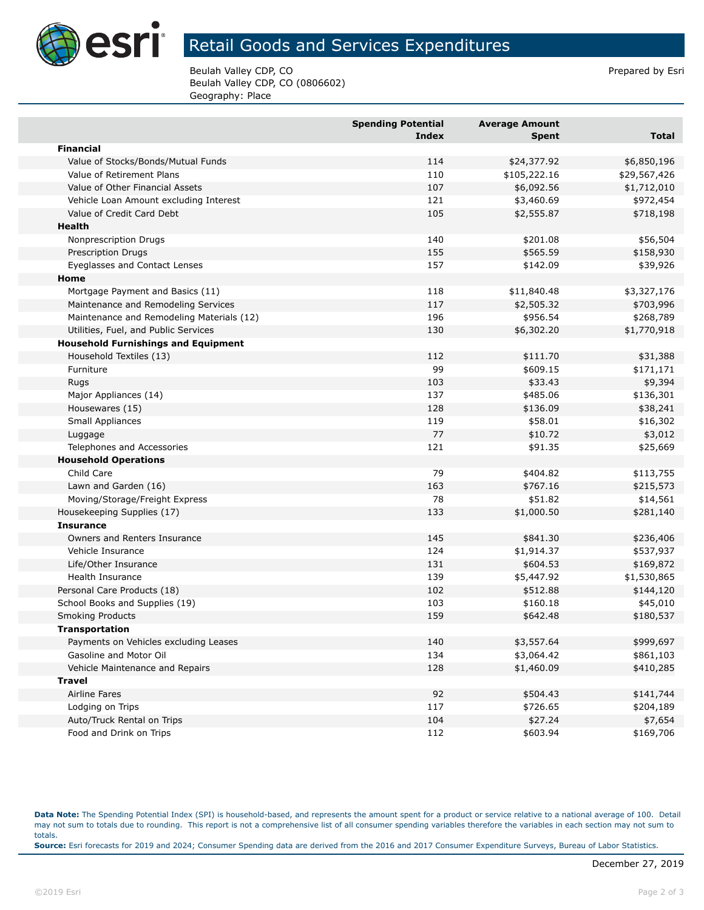# Retail Goods and Services Expenditures

Beulah Valley CDP, CO
Beulah Valley CDP, CO (0806602)
Geography: Place

Prepared by Esri

| | Spending Potential Index | Average Amount Spent | Total |
|---|---|---|---|
| **Financial** | | | |
| Value of Stocks/Bonds/Mutual Funds | 114 | $24,377.92 | $6,850,196 |
| Value of Retirement Plans | 110 | $105,222.16 | $29,567,426 |
| Value of Other Financial Assets | 107 | $6,092.56 | $1,712,010 |
| Vehicle Loan Amount excluding Interest | 121 | $3,460.69 | $972,454 |
| Value of Credit Card Debt | 105 | $2,555.87 | $718,198 |
| **Health** | | | |
| Nonprescription Drugs | 140 | $201.08 | $56,504 |
| Prescription Drugs | 155 | $565.59 | $158,930 |
| Eyeglasses and Contact Lenses | 157 | $142.09 | $39,926 |
| **Home** | | | |
| Mortgage Payment and Basics (11) | 118 | $11,840.48 | $3,327,176 |
| Maintenance and Remodeling Services | 117 | $2,505.32 | $703,996 |
| Maintenance and Remodeling Materials (12) | 196 | $956.54 | $268,789 |
| Utilities, Fuel, and Public Services | 130 | $6,302.20 | $1,770,918 |
| **Household Furnishings and Equipment** | | | |
| Household Textiles (13) | 112 | $111.70 | $31,388 |
| Furniture | 99 | $609.15 | $171,171 |
| Rugs | 103 | $33.43 | $9,394 |
| Major Appliances (14) | 137 | $485.06 | $136,301 |
| Housewares (15) | 128 | $136.09 | $38,241 |
| Small Appliances | 119 | $58.01 | $16,302 |
| Luggage | 77 | $10.72 | $3,012 |
| Telephones and Accessories | 121 | $91.35 | $25,669 |
| **Household Operations** | | | |
| Child Care | 79 | $404.82 | $113,755 |
| Lawn and Garden (16) | 163 | $767.16 | $215,573 |
| Moving/Storage/Freight Express | 78 | $51.82 | $14,561 |
| Housekeeping Supplies (17) | 133 | $1,000.50 | $281,140 |
| **Insurance** | | | |
| Owners and Renters Insurance | 145 | $841.30 | $236,406 |
| Vehicle Insurance | 124 | $1,914.37 | $537,937 |
| Life/Other Insurance | 131 | $604.53 | $169,872 |
| Health Insurance | 139 | $5,447.92 | $1,530,865 |
| Personal Care Products (18) | 102 | $512.88 | $144,120 |
| School Books and Supplies (19) | 103 | $160.18 | $45,010 |
| Smoking Products | 159 | $642.48 | $180,537 |
| **Transportation** | | | |
| Payments on Vehicles excluding Leases | 140 | $3,557.64 | $999,697 |
| Gasoline and Motor Oil | 134 | $3,064.42 | $861,103 |
| Vehicle Maintenance and Repairs | 128 | $1,460.09 | $410,285 |
| **Travel** | | | |
| Airline Fares | 92 | $504.43 | $141,744 |
| Lodging on Trips | 117 | $726.65 | $204,189 |
| Auto/Truck Rental on Trips | 104 | $27.24 | $7,654 |
| Food and Drink on Trips | 112 | $603.94 | $169,706 |

**Data Note:** The Spending Potential Index (SPI) is household-based, and represents the amount spent for a product or service relative to a national average of 100. Detail may not sum to totals due to rounding. This report is not a comprehensive list of all consumer spending variables therefore the variables in each section may not sum to totals.
**Source:** Esri forecasts for 2019 and 2024; Consumer Spending data are derived from the 2016 and 2017 Consumer Expenditure Surveys, Bureau of Labor Statistics.

December 27, 2019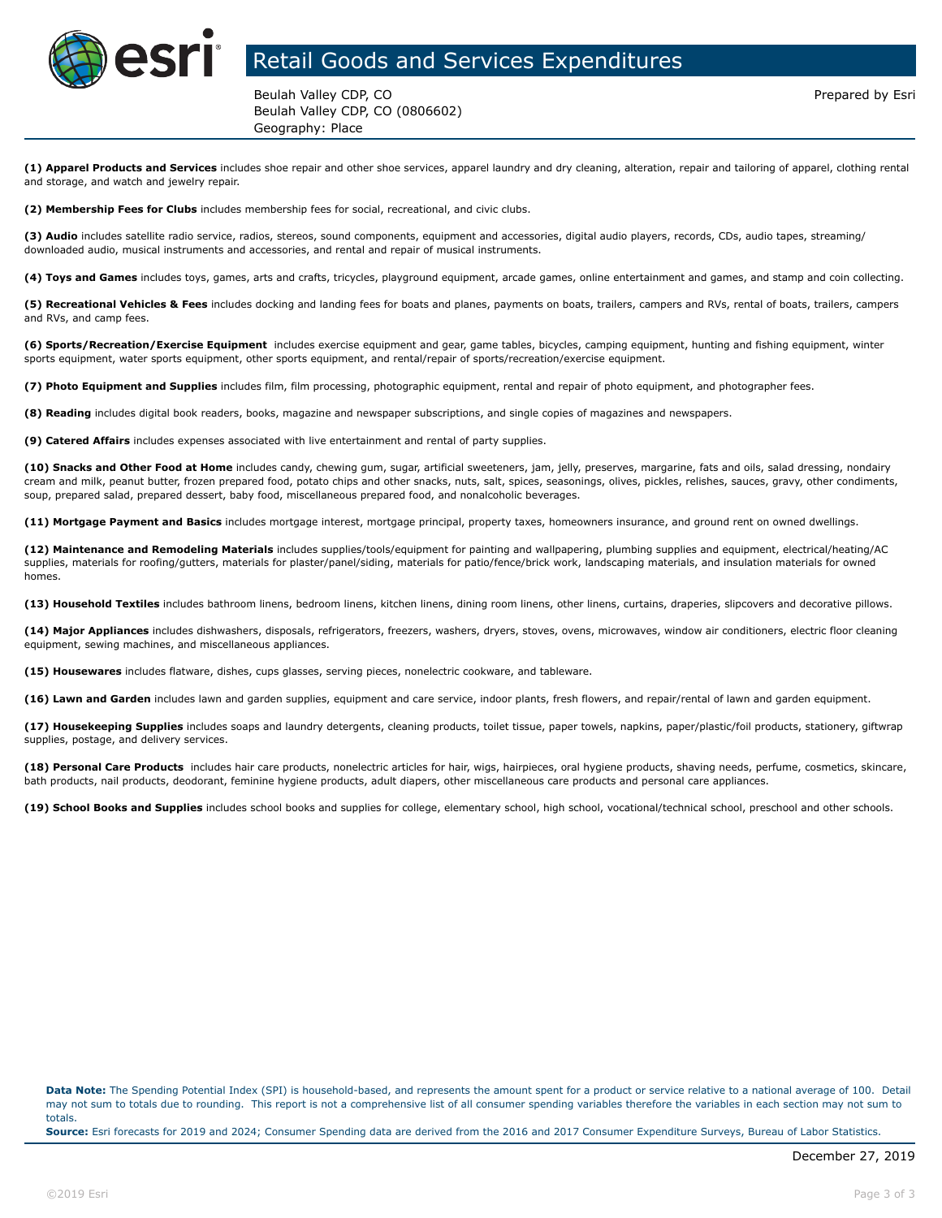# Retail Goods and Services Expenditures

Beulah Valley CDP, CO
Beulah Valley CDP, CO (0806602)
Geography: Place

Prepared by Esri

**(1) Apparel Products and Services** includes shoe repair and other shoe services, apparel laundry and dry cleaning, alteration, repair and tailoring of apparel, clothing rental and storage, and watch and jewelry repair.

**(2) Membership Fees for Clubs** includes membership fees for social, recreational, and civic clubs.

**(3) Audio** includes satellite radio service, radios, stereos, sound components, equipment and accessories, digital audio players, records, CDs, audio tapes, streaming/ downloaded audio, musical instruments and accessories, and rental and repair of musical instruments.

**(4) Toys and Games** includes toys, games, arts and crafts, tricycles, playground equipment, arcade games, online entertainment and games, and stamp and coin collecting.

**(5) Recreational Vehicles & Fees** includes docking and landing fees for boats and planes, payments on boats, trailers, campers and RVs, rental of boats, trailers, campers and RVs, and camp fees.

**(6) Sports/Recreation/Exercise Equipment** includes exercise equipment and gear, game tables, bicycles, camping equipment, hunting and fishing equipment, winter sports equipment, water sports equipment, other sports equipment, and rental/repair of sports/recreation/exercise equipment.

**(7) Photo Equipment and Supplies** includes film, film processing, photographic equipment, rental and repair of photo equipment, and photographer fees.

**(8) Reading** includes digital book readers, books, magazine and newspaper subscriptions, and single copies of magazines and newspapers.

**(9) Catered Affairs** includes expenses associated with live entertainment and rental of party supplies.

**(10) Snacks and Other Food at Home** includes candy, chewing gum, sugar, artificial sweeteners, jam, jelly, preserves, margarine, fats and oils, salad dressing, nondairy cream and milk, peanut butter, frozen prepared food, potato chips and other snacks, nuts, salt, spices, seasonings, olives, pickles, relishes, sauces, gravy, other condiments, soup, prepared salad, prepared dessert, baby food, miscellaneous prepared food, and nonalcoholic beverages.

**(11) Mortgage Payment and Basics** includes mortgage interest, mortgage principal, property taxes, homeowners insurance, and ground rent on owned dwellings.

**(12) Maintenance and Remodeling Materials** includes supplies/tools/equipment for painting and wallpapering, plumbing supplies and equipment, electrical/heating/AC supplies, materials for roofing/gutters, materials for plaster/panel/siding, materials for patio/fence/brick work, landscaping materials, and insulation materials for owned homes.

**(13) Household Textiles** includes bathroom linens, bedroom linens, kitchen linens, dining room linens, other linens, curtains, draperies, slipcovers and decorative pillows.

**(14) Major Appliances** includes dishwashers, disposals, refrigerators, freezers, washers, dryers, stoves, ovens, microwaves, window air conditioners, electric floor cleaning equipment, sewing machines, and miscellaneous appliances.

**(15) Housewares** includes flatware, dishes, cups glasses, serving pieces, nonelectric cookware, and tableware.

**(16) Lawn and Garden** includes lawn and garden supplies, equipment and care service, indoor plants, fresh flowers, and repair/rental of lawn and garden equipment.

**(17) Housekeeping Supplies** includes soaps and laundry detergents, cleaning products, toilet tissue, paper towels, napkins, paper/plastic/foil products, stationery, giftwrap supplies, postage, and delivery services.

**(18) Personal Care Products** includes hair care products, nonelectric articles for hair, wigs, hairpieces, oral hygiene products, shaving needs, perfume, cosmetics, skincare, bath products, nail products, deodorant, feminine hygiene products, adult diapers, other miscellaneous care products and personal care appliances.

**(19) School Books and Supplies** includes school books and supplies for college, elementary school, high school, vocational/technical school, preschool and other schools.

**Data Note:** The Spending Potential Index (SPI) is household-based, and represents the amount spent for a product or service relative to a national average of 100. Detail may not sum to totals due to rounding. This report is not a comprehensive list of all consumer spending variables therefore the variables in each section may not sum to totals.
**Source:** Esri forecasts for 2019 and 2024; Consumer Spending data are derived from the 2016 and 2017 Consumer Expenditure Surveys, Bureau of Labor Statistics.

December 27, 2019